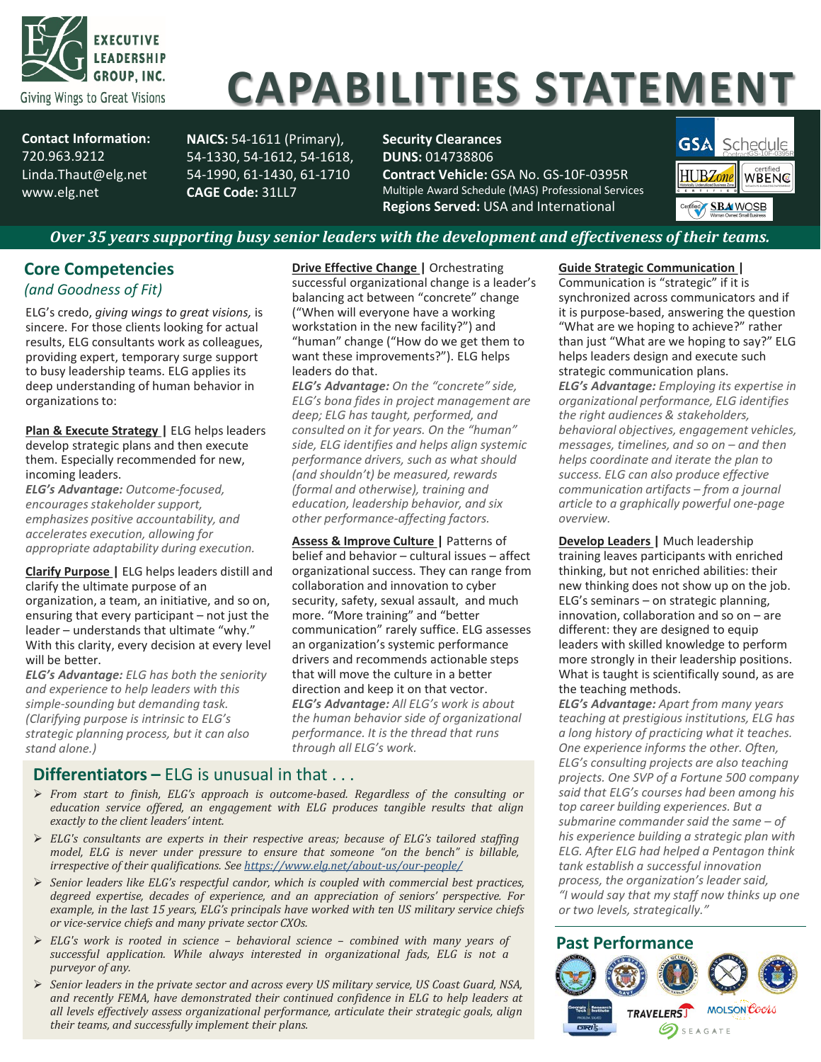EXECUTIVE LEADERSHIP GROUP, INC.

Giving Wings to Great Visions

# CAPABILITIES STATEMENT

**Contact Information:**
720.963.9212
Linda.Thaut@elg.net
www.elg.net

**NAICS:** 54-1611 (Primary), 54-1330, 54-1612, 54-1618, 54-1990, 61-1430, 61-1710
**CAGE Code:** 31LL7

**Security Clearances**
**DUNS:** 014738806
**Contract Vehicle:** GSA No. GS-10F-0395R
Multiple Award Schedule (MAS) Professional Services
**Regions Served:** USA and International

GSA Schedule Contract GS-10F-0395R | HUBZone certified | certified WBENC | Certified SBA WOSB Woman Owned Small Business

***Over 35 years supporting busy senior leaders with the development and effectiveness of their teams.***

## Core Competencies

*(and Goodness of Fit)*

ELG's credo, *giving wings to great visions,* is sincere. For those clients looking for actual results, ELG consultants work as colleagues, providing expert, temporary surge support to busy leadership teams. ELG applies its deep understanding of human behavior in organizations to:

**Plan & Execute Strategy |** ELG helps leaders develop strategic plans and then execute them. Especially recommended for new, incoming leaders.
***ELG's Advantage:*** *Outcome-focused, encourages stakeholder support, emphasizes positive accountability, and accelerates execution, allowing for appropriate adaptability during execution.*

**Clarify Purpose |** ELG helps leaders distill and clarify the ultimate purpose of an organization, a team, an initiative, and so on, ensuring that every participant – not just the leader – understands that ultimate "why." With this clarity, every decision at every level will be better.
***ELG's Advantage:*** *ELG has both the seniority and experience to help leaders with this simple-sounding but demanding task. (Clarifying purpose is intrinsic to ELG's strategic planning process, but it can also stand alone.)*

**Drive Effective Change |** Orchestrating successful organizational change is a leader's balancing act between "concrete" change ("When will everyone have a working workstation in the new facility?") and "human" change ("How do we get them to want these improvements?"). ELG helps leaders do that.
***ELG's Advantage:*** *On the "concrete" side, ELG's bona fides in project management are deep; ELG has taught, performed, and consulted on it for years. On the "human" side, ELG identifies and helps align systemic performance drivers, such as what should (and shouldn't) be measured, rewards (formal and otherwise), training and education, leadership behavior, and six other performance-affecting factors.*

**Assess & Improve Culture |** Patterns of belief and behavior – cultural issues – affect organizational success. They can range from collaboration and innovation to cyber security, safety, sexual assault, and much more. "More training" and "better communication" rarely suffice. ELG assesses an organization's systemic performance drivers and recommends actionable steps that will move the culture in a better direction and keep it on that vector.
***ELG's Advantage:*** *All ELG's work is about the human behavior side of organizational performance. It is the thread that runs through all ELG's work.*

**Guide Strategic Communication |** Communication is "strategic" if it is synchronized across communicators and if it is purpose-based, answering the question "What are we hoping to achieve?" rather than just "What are we hoping to say?" ELG helps leaders design and execute such strategic communication plans.
***ELG's Advantage:*** *Employing its expertise in organizational performance, ELG identifies the right audiences & stakeholders, behavioral objectives, engagement vehicles, messages, timelines, and so on – and then helps coordinate and iterate the plan to success. ELG can also produce effective communication artifacts – from a journal article to a graphically powerful one-page overview.*

**Develop Leaders |** Much leadership training leaves participants with enriched thinking, but not enriched abilities: their new thinking does not show up on the job. ELG's seminars – on strategic planning, innovation, collaboration and so on – are different: they are designed to equip leaders with skilled knowledge to perform more strongly in their leadership positions. What is taught is scientifically sound, as are the teaching methods.
***ELG's Advantage:*** *Apart from many years teaching at prestigious institutions, ELG has a long history of practicing what it teaches. One experience informs the other. Often, ELG's consulting projects are also teaching projects. One SVP of a Fortune 500 company said that ELG's courses had been among his top career building experiences. But a submarine commander said the same – of his experience building a strategic plan with ELG. After ELG had helped a Pentagon think tank establish a successful innovation process, the organization's leader said, "I would say that my staff now thinks up one or two levels, strategically."*

## Differentiators – ELG is unusual in that . . .

- *From start to finish, ELG's approach is outcome-based. Regardless of the consulting or education service offered, an engagement with ELG produces tangible results that align exactly to the client leaders' intent.*
- *ELG's consultants are experts in their respective areas; because of ELG's tailored staffing model, ELG is never under pressure to ensure that someone "on the bench" is billable, irrespective of their qualifications. See https://www.elg.net/about-us/our-people/*
- *Senior leaders like ELG's respectful candor, which is coupled with commercial best practices, degreed expertise, decades of experience, and an appreciation of seniors' perspective. For example, in the last 15 years, ELG's principals have worked with ten US military service chiefs or vice-service chiefs and many private sector CXOs.*
- *ELG's work is rooted in science – behavioral science – combined with many years of successful application. While always interested in organizational fads, ELG is not a purveyor of any.*
- *Senior leaders in the private sector and across every US military service, US Coast Guard, NSA, and recently FEMA, have demonstrated their continued confidence in ELG to help leaders at all levels effectively assess organizational performance, articulate their strategic goals, align their teams, and successfully implement their plans.*

## Past Performance

Department of Defense, United States Navy, National Security Agency, United States Naval Institute, Department of the Air Force, Georgia Tech Research Institute (GTRI), Travelers, Molson Coors, Seagate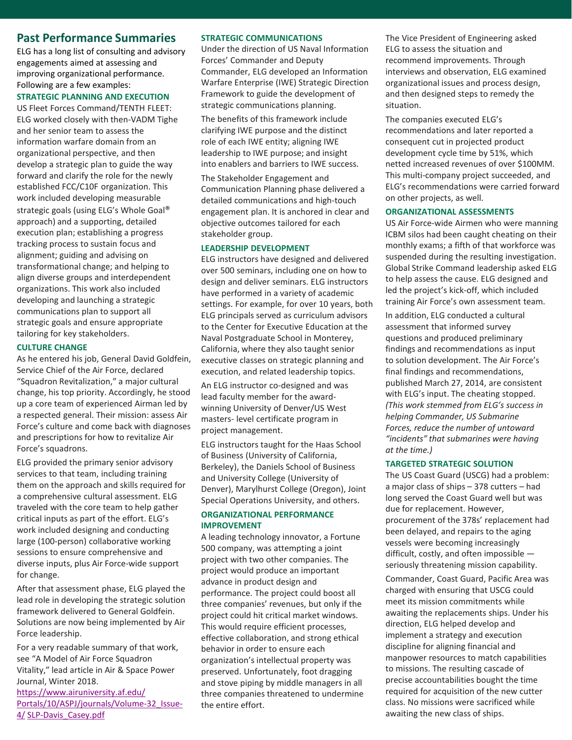## Past Performance Summaries

ELG has a long list of consulting and advisory engagements aimed at assessing and improving organizational performance. Following are a few examples:

### STRATEGIC PLANNING AND EXECUTION

US Fleet Forces Command/TENTH FLEET: ELG worked closely with then-VADM Tighe and her senior team to assess the information warfare domain from an organizational perspective, and then develop a strategic plan to guide the way forward and clarify the role for the newly established FCC/C10F organization. This work included developing measurable strategic goals (using ELG's Whole Goal® approach) and a supporting, detailed execution plan; establishing a progress tracking process to sustain focus and alignment; guiding and advising on transformational change; and helping to align diverse groups and interdependent organizations. This work also included developing and launching a strategic communications plan to support all strategic goals and ensure appropriate tailoring for key stakeholders.

### CULTURE CHANGE

As he entered his job, General David Goldfein, Service Chief of the Air Force, declared "Squadron Revitalization," a major cultural change, his top priority. Accordingly, he stood up a core team of experienced Airman led by a respected general. Their mission: assess Air Force's culture and come back with diagnoses and prescriptions for how to revitalize Air Force's squadrons.

ELG provided the primary senior advisory services to that team, including training them on the approach and skills required for a comprehensive cultural assessment. ELG traveled with the core team to help gather critical inputs as part of the effort. ELG's work included designing and conducting large (100-person) collaborative working sessions to ensure comprehensive and diverse inputs, plus Air Force-wide support for change.

After that assessment phase, ELG played the lead role in developing the strategic solution framework delivered to General Goldfein. Solutions are now being implemented by Air Force leadership.

For a very readable summary of that work, see "A Model of Air Force Squadron Vitality," lead article in Air & Space Power Journal, Winter 2018. https://www.airuniversity.af.edu/Portals/10/ASPJ/journals/Volume-32_Issue-4/ SLP-Davis_Casey.pdf

### STRATEGIC COMMUNICATIONS

Under the direction of US Naval Information Forces' Commander and Deputy Commander, ELG developed an Information Warfare Enterprise (IWE) Strategic Direction Framework to guide the development of strategic communications planning.

The benefits of this framework include clarifying IWE purpose and the distinct role of each IWE entity; aligning IWE leadership to IWE purpose; and insight into enablers and barriers to IWE success.

The Stakeholder Engagement and Communication Planning phase delivered a detailed communications and high-touch engagement plan. It is anchored in clear and objective outcomes tailored for each stakeholder group.

### LEADERSHIP DEVELOPMENT

ELG instructors have designed and delivered over 500 seminars, including one on how to design and deliver seminars. ELG instructors have performed in a variety of academic settings. For example, for over 10 years, both ELG principals served as curriculum advisors to the Center for Executive Education at the Naval Postgraduate School in Monterey, California, where they also taught senior executive classes on strategic planning and execution, and related leadership topics.

An ELG instructor co-designed and was lead faculty member for the award-winning University of Denver/US West masters- level certificate program in project management.

ELG instructors taught for the Haas School of Business (University of California, Berkeley), the Daniels School of Business and University College (University of Denver), Marylhurst College (Oregon), Joint Special Operations University, and others.

### ORGANIZATIONAL PERFORMANCE IMPROVEMENT

A leading technology innovator, a Fortune 500 company, was attempting a joint project with two other companies. The project would produce an important advance in product design and performance. The project could boost all three companies' revenues, but only if the project could hit critical market windows. This would require efficient processes, effective collaboration, and strong ethical behavior in order to ensure each organization's intellectual property was preserved. Unfortunately, foot dragging and stove piping by middle managers in all three companies threatened to undermine the entire effort.

The Vice President of Engineering asked ELG to assess the situation and recommend improvements. Through interviews and observation, ELG examined organizational issues and process design, and then designed steps to remedy the situation.

The companies executed ELG's recommendations and later reported a consequent cut in projected product development cycle time by 51%, which netted increased revenues of over $100MM. This multi-company project succeeded, and ELG's recommendations were carried forward on other projects, as well.

### ORGANIZATIONAL ASSESSMENTS

US Air Force-wide Airmen who were manning ICBM silos had been caught cheating on their monthly exams; a fifth of that workforce was suspended during the resulting investigation. Global Strike Command leadership asked ELG to help assess the cause. ELG designed and led the project's kick-off, which included training Air Force's own assessment team.

In addition, ELG conducted a cultural assessment that informed survey questions and produced preliminary findings and recommendations as input to solution development. The Air Force's final findings and recommendations, published March 27, 2014, are consistent with ELG's input. The cheating stopped. *(This work stemmed from ELG's success in helping Commander, US Submarine Forces, reduce the number of untoward "incidents" that submarines were having at the time.)*

### TARGETED STRATEGIC SOLUTION

The US Coast Guard (USCG) had a problem: a major class of ships – 378 cutters – had long served the Coast Guard well but was due for replacement. However, procurement of the 378s' replacement had been delayed, and repairs to the aging vessels were becoming increasingly difficult, costly, and often impossible — seriously threatening mission capability.

Commander, Coast Guard, Pacific Area was charged with ensuring that USCG could meet its mission commitments while awaiting the replacements ships. Under his direction, ELG helped develop and implement a strategy and execution discipline for aligning financial and manpower resources to match capabilities to missions. The resulting cascade of precise accountabilities bought the time required for acquisition of the new cutter class. No missions were sacrificed while awaiting the new class of ships.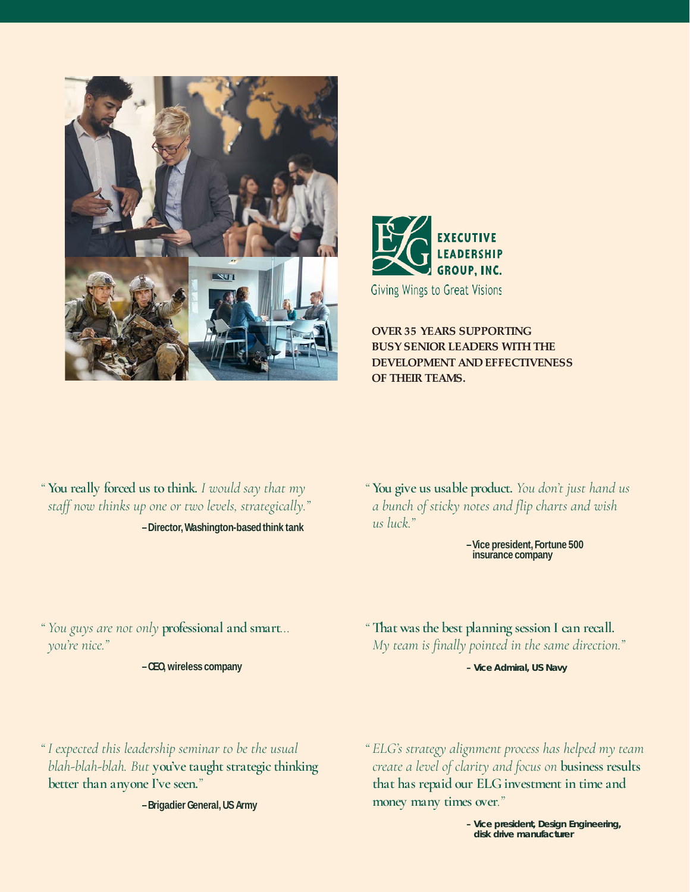**EXECUTIVE LEADERSHIP GROUP, INC.**

Giving Wings to Great Visions

**OVER 35 YEARS SUPPORTING BUSY SENIOR LEADERS WITH THE DEVELOPMENT AND EFFECTIVENESS OF THEIR TEAMS.**

" **You really forced us to think.** *I would say that my staff now thinks up one or two levels, strategically."*

**– Director, Washington-based think tank**

" **You give us usable product.** *You don't just hand us a bunch of sticky notes and flip charts and wish us luck."*

**– Vice president, Fortune 500 insurance company**

" *You guys are not only* **professional and smart**... *you're nice."*

**– CEO, wireless company**

" **That was the best planning session I can recall.** *My team is finally pointed in the same direction."*

**– Vice Admiral, US Navy**

" *I expected this leadership seminar to be the usual blah-blah-blah. But* **you've taught strategic thinking better than anyone I've seen.**"

**– Brigadier General, US Army**

" *ELG's strategy alignment process has helped my team create a level of clarity and focus on* **business results that has repaid our ELG investment in time and money many times over.**"

**– Vice president, Design Engineering, disk drive manufacturer**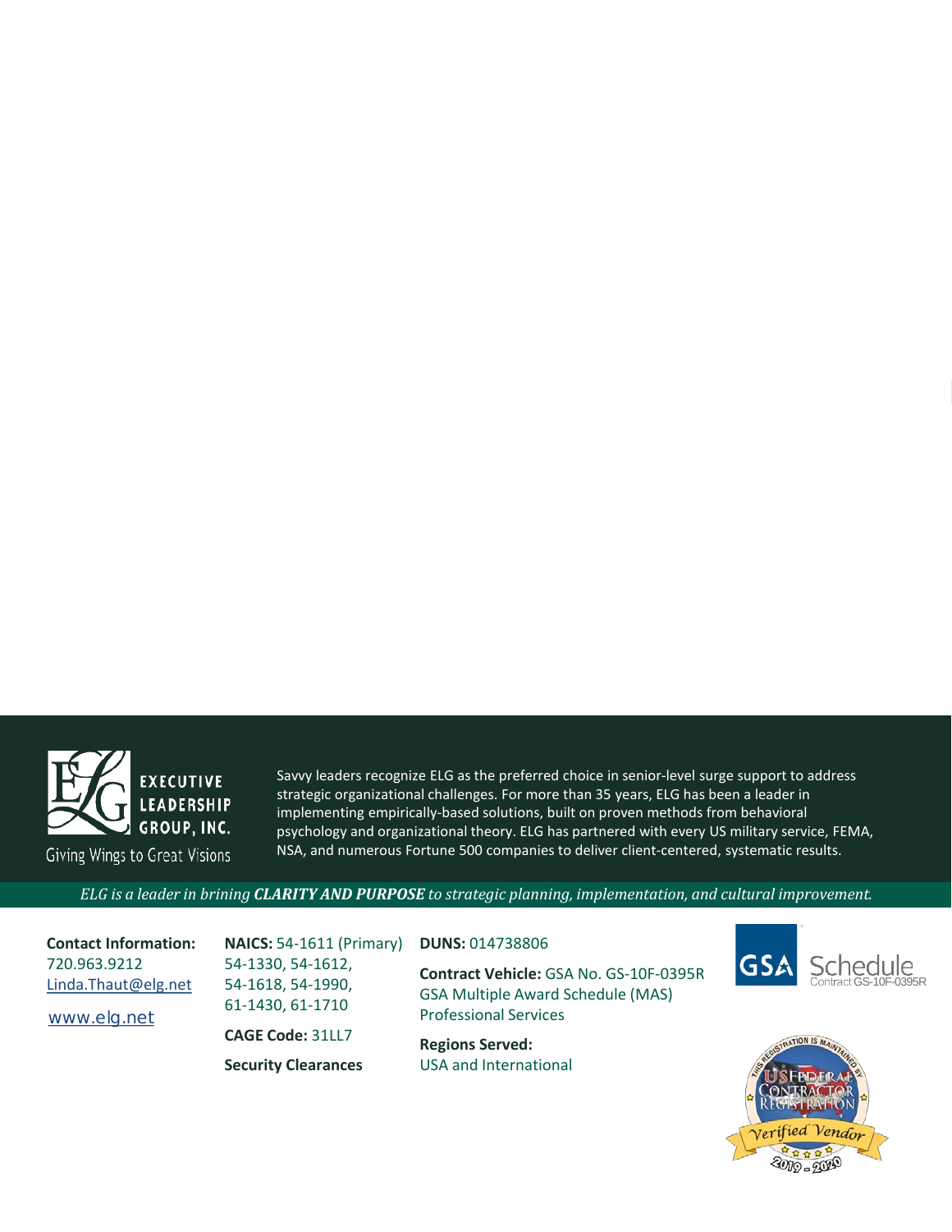EXECUTIVE LEADERSHIP GROUP, INC.

Giving Wings to Great Visions

Savvy leaders recognize ELG as the preferred choice in senior-level surge support to address strategic organizational challenges. For more than 35 years, ELG has been a leader in implementing empirically-based solutions, built on proven methods from behavioral psychology and organizational theory. ELG has partnered with every US military service, FEMA, NSA, and numerous Fortune 500 companies to deliver client-centered, systematic results.

*ELG is a leader in brining **CLARITY AND PURPOSE** to strategic planning, implementation, and cultural improvement.*

**Contact Information:**
720.963.9212
Linda.Thaut@elg.net
www.elg.net

**NAICS:** 54-1611 (Primary)
54-1330, 54-1612,
54-1618, 54-1990,
61-1430, 61-1710

**CAGE Code:** 31LL7

**Security Clearances**

**DUNS:** 014738806

**Contract Vehicle:** GSA No. GS-10F-0395R
GSA Multiple Award Schedule (MAS)
Professional Services

**Regions Served:**
USA and International

GSA Schedule
Contract GS-10F-0395R

This registration is maintained by US Federal Contractor Registration
Verified Vendor
2019 - 2020